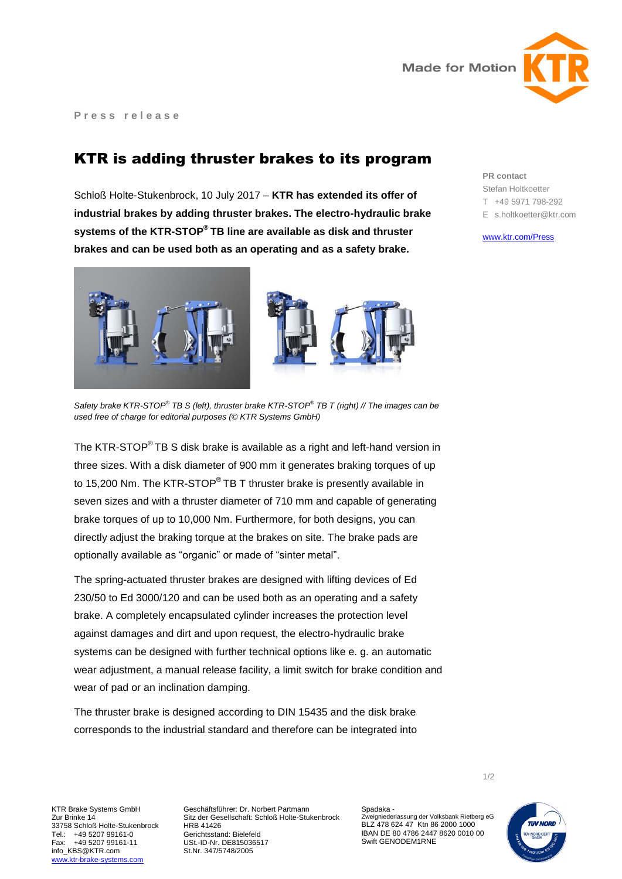Press release

# KTR is adding thruster brakes to its program

Schloß Holte-Stukenbrock, 10 July 2017 – **KTR has extended its offer of industrial brakes by adding thruster brakes. The electro-hydraulic brake systems of the KTR-STOP® TB line are available as disk and thruster brakes and can be used both as an operating and as a safety brake.**

PR contact
Stefan Holtkoetter
T +49 5971 798-292
E s.holtkoetter@ktr.com

www.ktr.com/Press

*Safety brake KTR-STOP® TB S (left), thruster brake KTR-STOP® TB T (right) // The images can be used free of charge for editorial purposes (© KTR Systems GmbH)*

The KTR-STOP® TB S disk brake is available as a right and left-hand version in three sizes. With a disk diameter of 900 mm it generates braking torques of up to 15,200 Nm. The KTR-STOP® TB T thruster brake is presently available in seven sizes and with a thruster diameter of 710 mm and capable of generating brake torques of up to 10,000 Nm. Furthermore, for both designs, you can directly adjust the braking torque at the brakes on site. The brake pads are optionally available as “organic” or made of “sinter metal”.

The spring-actuated thruster brakes are designed with lifting devices of Ed 230/50 to Ed 3000/120 and can be used both as an operating and a safety brake. A completely encapsulated cylinder increases the protection level against damages and dirt and upon request, the electro-hydraulic brake systems can be designed with further technical options like e. g. an automatic wear adjustment, a manual release facility, a limit switch for brake condition and wear of pad or an inclination damping.

The thruster brake is designed according to DIN 15435 and the disk brake corresponds to the industrial standard and therefore can be integrated into

KTR Brake Systems GmbH
Zur Brinke 14
33758 Schloß Holte-Stukenbrock
Tel.: +49 5207 99161-0
Fax: +49 5207 99161-11
info_KBS@KTR.com
www.ktr-brake-systems.com

Geschäftsführer: Dr. Norbert Partmann
Sitz der Gesellschaft: Schloß Holte-Stukenbrock
HRB 41426
Gerichtsstand: Bielefeld
USt.-ID-Nr. DE815036517
St.Nr. 347/5748/2005

Spadaka -
Zweigniederlassung der Volksbank Rietberg eG
BLZ 478 624 47 Ktn 86 2000 1000
IBAN DE 80 4786 2447 8620 0010 00
Swift GENODEM1RNE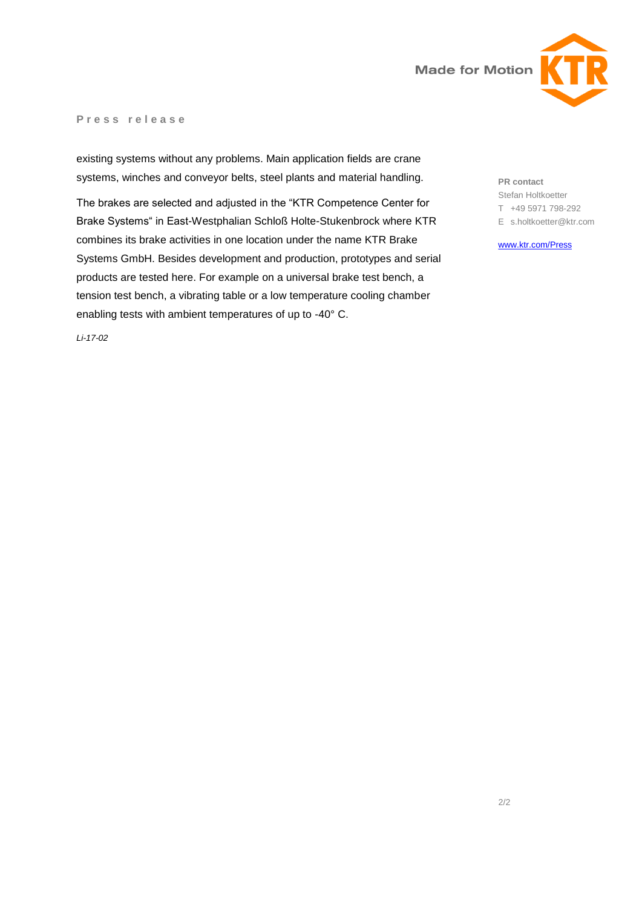existing systems without any problems. Main application fields are crane systems, winches and conveyor belts, steel plants and material handling.

The brakes are selected and adjusted in the “KTR Competence Center for Brake Systems“ in East-Westphalian Schloß Holte-Stukenbrock where KTR combines its brake activities in one location under the name KTR Brake Systems GmbH. Besides development and production, prototypes and serial products are tested here. For example on a universal brake test bench, a tension test bench, a vibrating table or a low temperature cooling chamber enabling tests with ambient temperatures of up to -40° C.

*Li-17-02*

**PR contact**
Stefan Holtkoetter
T +49 5971 798-292
E s.holtkoetter@ktr.com

www.ktr.com/Press